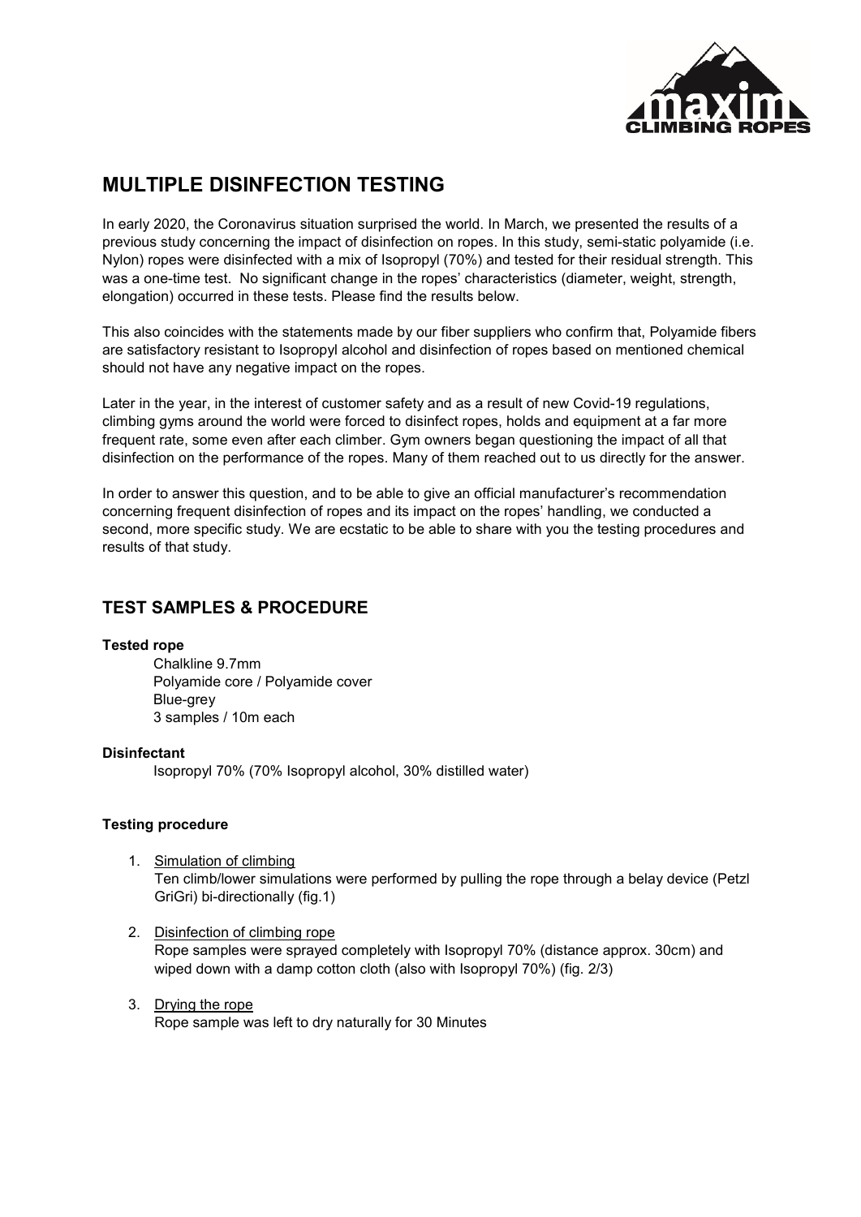# MULTIPLE DISINFECTION TESTING

In early 2020, the Coronavirus situation surprised the world. In March, we presented the results of a previous study concerning the impact of disinfection on ropes. In this study, semi-static polyamide (i.e. Nylon) ropes were disinfected with a mix of Isopropyl (70%) and tested for their residual strength. This was a one-time test. No significant change in the ropes' characteristics (diameter, weight, strength, elongation) occurred in these tests. Please find the results below.

This also coincides with the statements made by our fiber suppliers who confirm that, Polyamide fibers are satisfactory resistant to Isopropyl alcohol and disinfection of ropes based on mentioned chemical should not have any negative impact on the ropes.

Later in the year, in the interest of customer safety and as a result of new Covid-19 regulations, climbing gyms around the world were forced to disinfect ropes, holds and equipment at a far more frequent rate, some even after each climber. Gym owners began questioning the impact of all that disinfection on the performance of the ropes. Many of them reached out to us directly for the answer.

In order to answer this question, and to be able to give an official manufacturer's recommendation concerning frequent disinfection of ropes and its impact on the ropes' handling, we conducted a second, more specific study. We are ecstatic to be able to share with you the testing procedures and results of that study.

## TEST SAMPLES & PROCEDURE

**Tested rope**

Chalkline 9.7mm
Polyamide core / Polyamide cover
Blue-grey
3 samples / 10m each

**Disinfectant**

Isopropyl 70% (70% Isopropyl alcohol, 30% distilled water)

**Testing procedure**

1. Simulation of climbing
   Ten climb/lower simulations were performed by pulling the rope through a belay device (Petzl GriGri) bi-directionally (fig.1)
2. Disinfection of climbing rope
   Rope samples were sprayed completely with Isopropyl 70% (distance approx. 30cm) and wiped down with a damp cotton cloth (also with Isopropyl 70%) (fig. 2/3)
3. Drying the rope
   Rope sample was left to dry naturally for 30 Minutes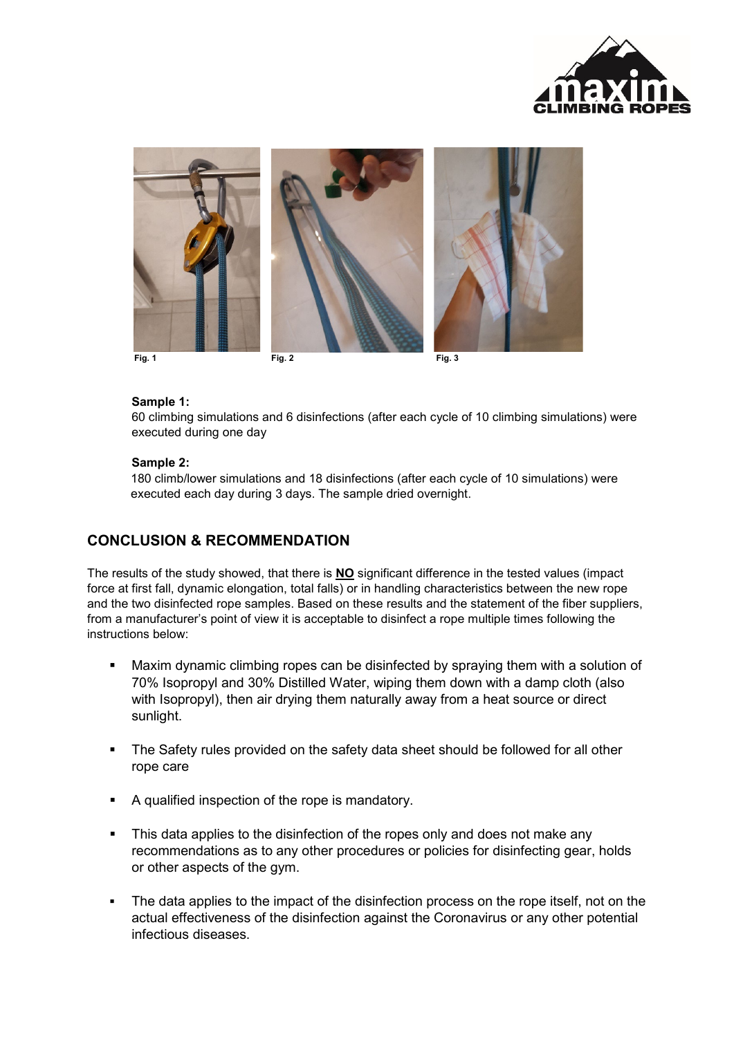Fig. 1

Fig. 2

Fig. 3

**Sample 1:**
60 climbing simulations and 6 disinfections (after each cycle of 10 climbing simulations) were executed during one day

**Sample 2:**
180 climb/lower simulations and 18 disinfections (after each cycle of 10 simulations) were executed each day during 3 days. The sample dried overnight.

## CONCLUSION & RECOMMENDATION

The results of the study showed, that there is **NO** significant difference in the tested values (impact force at first fall, dynamic elongation, total falls) or in handling characteristics between the new rope and the two disinfected rope samples. Based on these results and the statement of the fiber suppliers, from a manufacturer's point of view it is acceptable to disinfect a rope multiple times following the instructions below:

- Maxim dynamic climbing ropes can be disinfected by spraying them with a solution of 70% Isopropyl and 30% Distilled Water, wiping them down with a damp cloth (also with Isopropyl), then air drying them naturally away from a heat source or direct sunlight.
- The Safety rules provided on the safety data sheet should be followed for all other rope care
- A qualified inspection of the rope is mandatory.
- This data applies to the disinfection of the ropes only and does not make any recommendations as to any other procedures or policies for disinfecting gear, holds or other aspects of the gym.
- The data applies to the impact of the disinfection process on the rope itself, not on the actual effectiveness of the disinfection against the Coronavirus or any other potential infectious diseases.